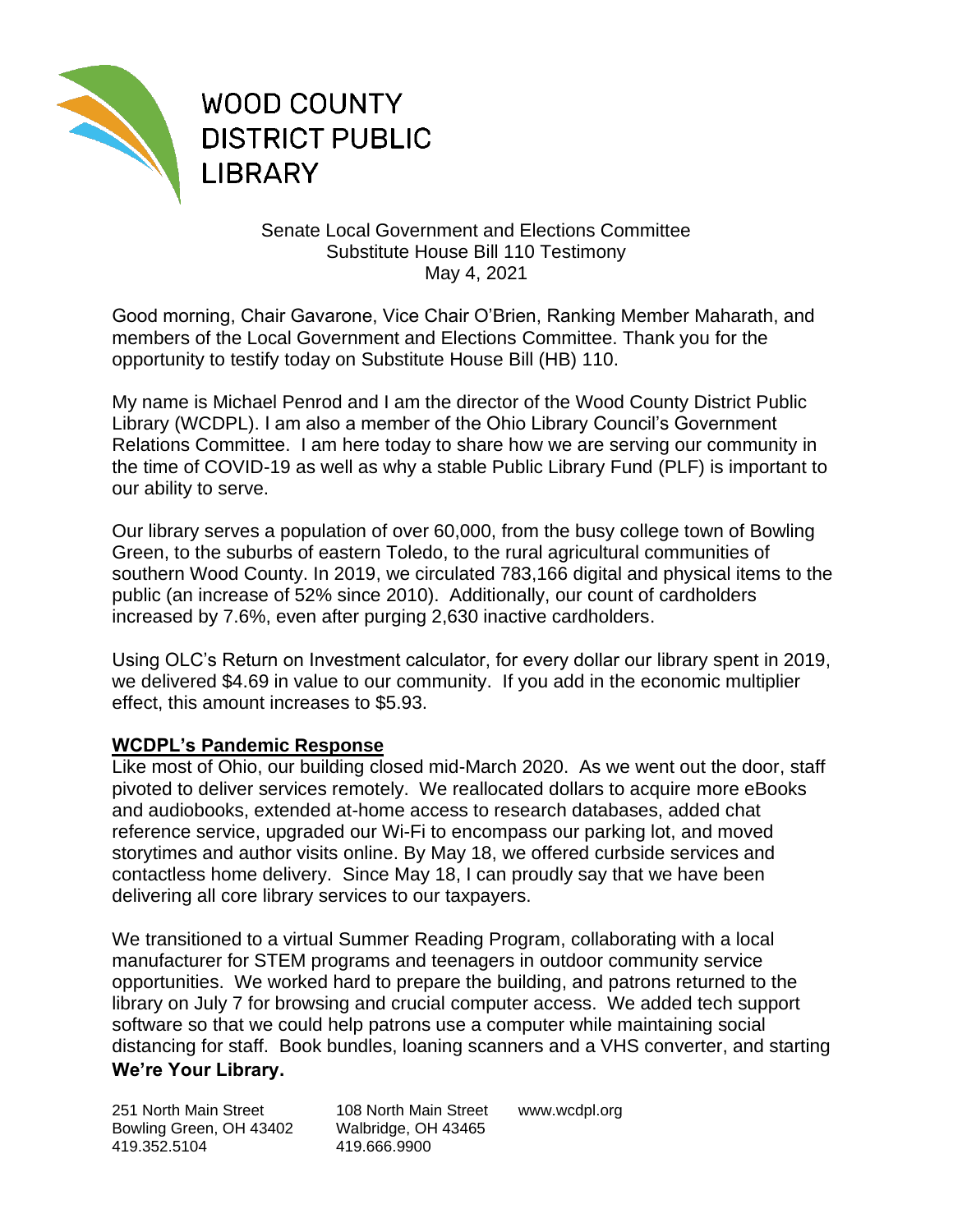# WOOD COUNTY DISTRICT PUBLIC LIBRARY

Senate Local Government and Elections Committee
Substitute House Bill 110 Testimony
May 4, 2021

Good morning, Chair Gavarone, Vice Chair O'Brien, Ranking Member Maharath, and members of the Local Government and Elections Committee. Thank you for the opportunity to testify today on Substitute House Bill (HB) 110.

My name is Michael Penrod and I am the director of the Wood County District Public Library (WCDPL). I am also a member of the Ohio Library Council's Government Relations Committee. I am here today to share how we are serving our community in the time of COVID-19 as well as why a stable Public Library Fund (PLF) is important to our ability to serve.

Our library serves a population of over 60,000, from the busy college town of Bowling Green, to the suburbs of eastern Toledo, to the rural agricultural communities of southern Wood County. In 2019, we circulated 783,166 digital and physical items to the public (an increase of 52% since 2010). Additionally, our count of cardholders increased by 7.6%, even after purging 2,630 inactive cardholders.

Using OLC's Return on Investment calculator, for every dollar our library spent in 2019, we delivered $4.69 in value to our community. If you add in the economic multiplier effect, this amount increases to $5.93.

## WCDPL's Pandemic Response

Like most of Ohio, our building closed mid-March 2020. As we went out the door, staff pivoted to deliver services remotely. We reallocated dollars to acquire more eBooks and audiobooks, extended at-home access to research databases, added chat reference service, upgraded our Wi-Fi to encompass our parking lot, and moved storytimes and author visits online. By May 18, we offered curbside services and contactless home delivery. Since May 18, I can proudly say that we have been delivering all core library services to our taxpayers.

We transitioned to a virtual Summer Reading Program, collaborating with a local manufacturer for STEM programs and teenagers in outdoor community service opportunities. We worked hard to prepare the building, and patrons returned to the library on July 7 for browsing and crucial computer access. We added tech support software so that we could help patrons use a computer while maintaining social distancing for staff. Book bundles, loaning scanners and a VHS converter, and starting

**We're Your Library.**

251 North Main Street
Bowling Green, OH 43402
419.352.5104

108 North Main Street
Walbridge, OH 43465
419.666.9900

www.wcdpl.org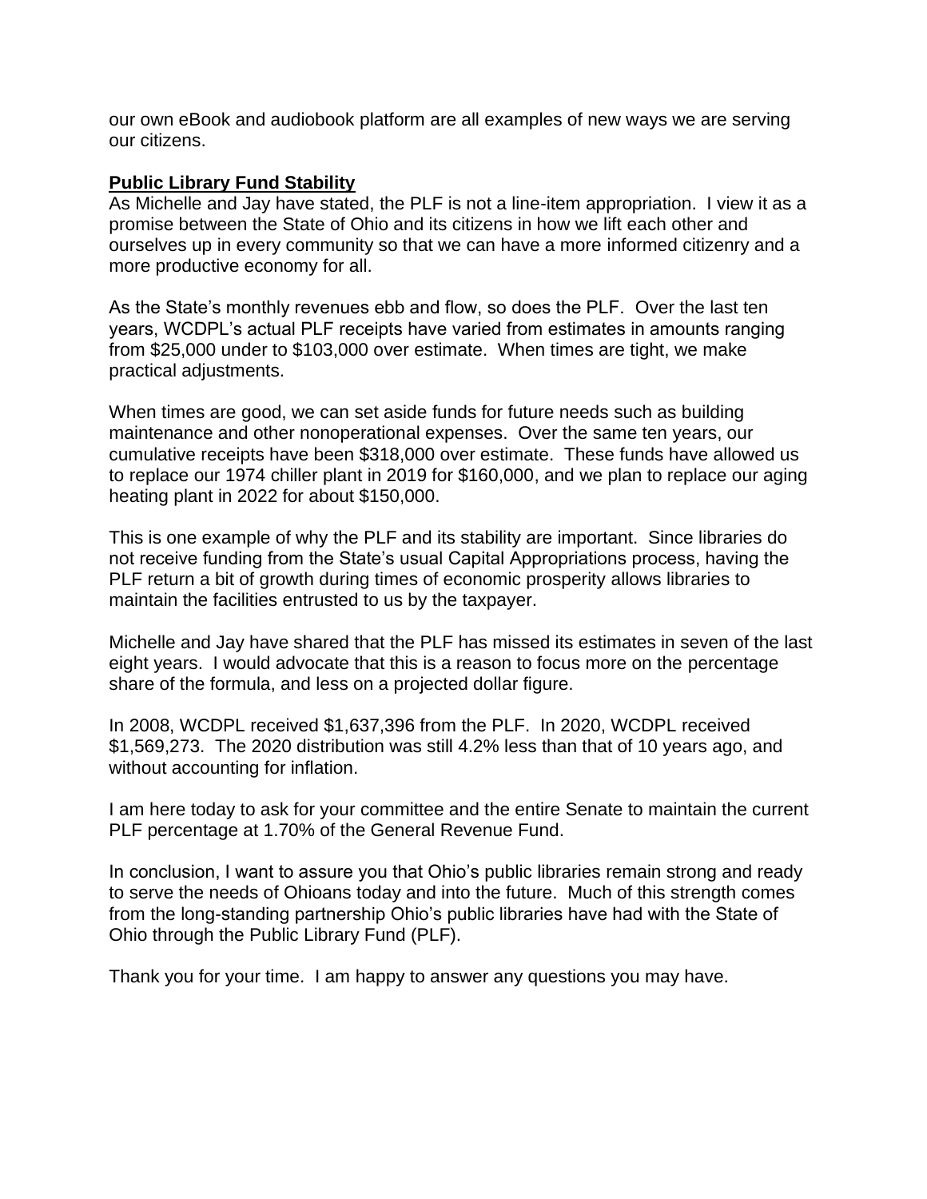our own eBook and audiobook platform are all examples of new ways we are serving our citizens.

**Public Library Fund Stability**

As Michelle and Jay have stated, the PLF is not a line-item appropriation. I view it as a promise between the State of Ohio and its citizens in how we lift each other and ourselves up in every community so that we can have a more informed citizenry and a more productive economy for all.

As the State's monthly revenues ebb and flow, so does the PLF. Over the last ten years, WCDPL's actual PLF receipts have varied from estimates in amounts ranging from $25,000 under to $103,000 over estimate. When times are tight, we make practical adjustments.

When times are good, we can set aside funds for future needs such as building maintenance and other nonoperational expenses. Over the same ten years, our cumulative receipts have been $318,000 over estimate. These funds have allowed us to replace our 1974 chiller plant in 2019 for $160,000, and we plan to replace our aging heating plant in 2022 for about $150,000.

This is one example of why the PLF and its stability are important. Since libraries do not receive funding from the State's usual Capital Appropriations process, having the PLF return a bit of growth during times of economic prosperity allows libraries to maintain the facilities entrusted to us by the taxpayer.

Michelle and Jay have shared that the PLF has missed its estimates in seven of the last eight years. I would advocate that this is a reason to focus more on the percentage share of the formula, and less on a projected dollar figure.

In 2008, WCDPL received $1,637,396 from the PLF. In 2020, WCDPL received $1,569,273. The 2020 distribution was still 4.2% less than that of 10 years ago, and without accounting for inflation.

I am here today to ask for your committee and the entire Senate to maintain the current PLF percentage at 1.70% of the General Revenue Fund.

In conclusion, I want to assure you that Ohio's public libraries remain strong and ready to serve the needs of Ohioans today and into the future. Much of this strength comes from the long-standing partnership Ohio's public libraries have had with the State of Ohio through the Public Library Fund (PLF).

Thank you for your time. I am happy to answer any questions you may have.